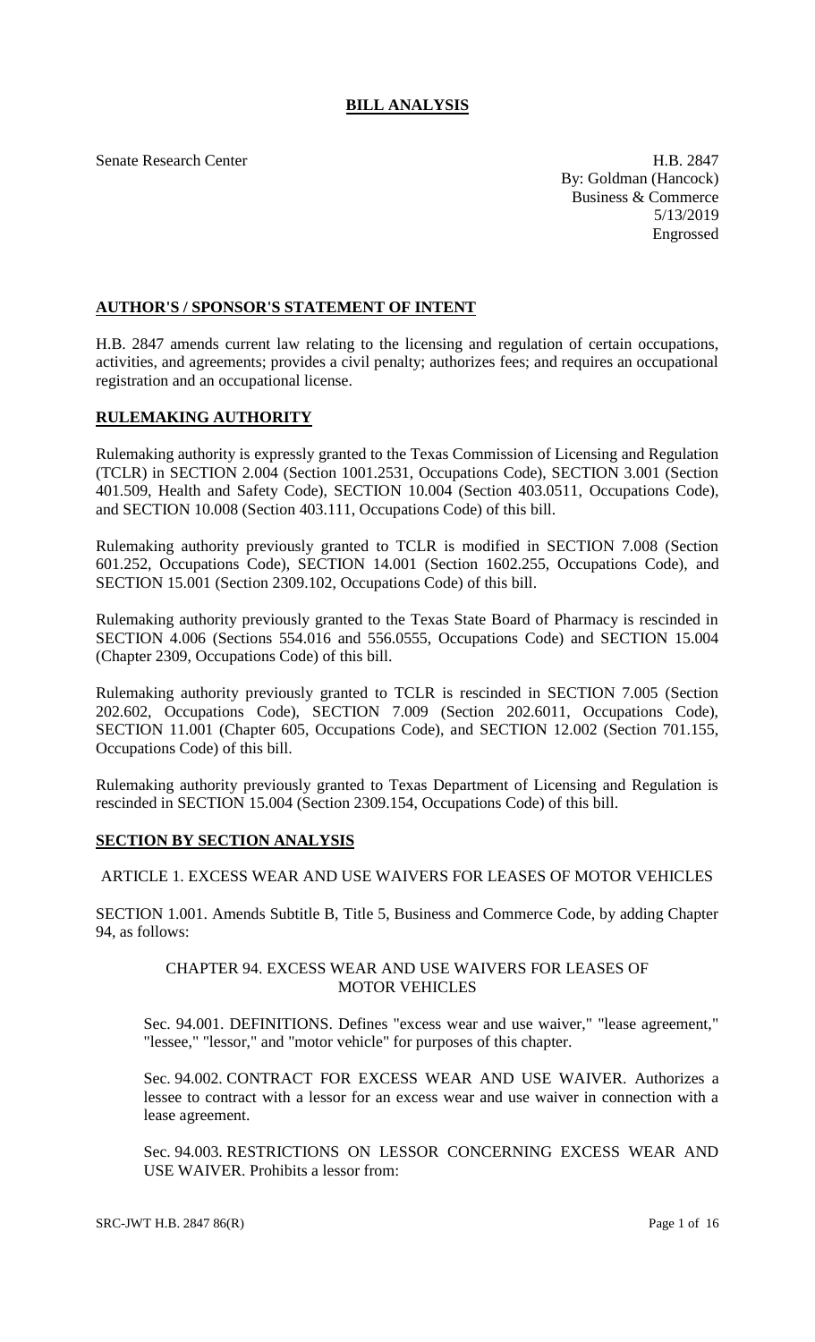# BILL ANALYSIS

Senate Research Center

H.B. 2847
By: Goldman (Hancock)
Business & Commerce
5/13/2019
Engrossed

## AUTHOR'S / SPONSOR'S STATEMENT OF INTENT

H.B. 2847 amends current law relating to the licensing and regulation of certain occupations, activities, and agreements; provides a civil penalty; authorizes fees; and requires an occupational registration and an occupational license.

## RULEMAKING AUTHORITY

Rulemaking authority is expressly granted to the Texas Commission of Licensing and Regulation (TCLR) in SECTION 2.004 (Section 1001.2531, Occupations Code), SECTION 3.001 (Section 401.509, Health and Safety Code), SECTION 10.004 (Section 403.0511, Occupations Code), and SECTION 10.008 (Section 403.111, Occupations Code) of this bill.

Rulemaking authority previously granted to TCLR is modified in SECTION 7.008 (Section 601.252, Occupations Code), SECTION 14.001 (Section 1602.255, Occupations Code), and SECTION 15.001 (Section 2309.102, Occupations Code) of this bill.

Rulemaking authority previously granted to the Texas State Board of Pharmacy is rescinded in SECTION 4.006 (Sections 554.016 and 556.0555, Occupations Code) and SECTION 15.004 (Chapter 2309, Occupations Code) of this bill.

Rulemaking authority previously granted to TCLR is rescinded in SECTION 7.005 (Section 202.602, Occupations Code), SECTION 7.009 (Section 202.6011, Occupations Code), SECTION 11.001 (Chapter 605, Occupations Code), and SECTION 12.002 (Section 701.155, Occupations Code) of this bill.

Rulemaking authority previously granted to Texas Department of Licensing and Regulation is rescinded in SECTION 15.004 (Section 2309.154, Occupations Code) of this bill.

## SECTION BY SECTION ANALYSIS

ARTICLE 1. EXCESS WEAR AND USE WAIVERS FOR LEASES OF MOTOR VEHICLES

SECTION 1.001. Amends Subtitle B, Title 5, Business and Commerce Code, by adding Chapter 94, as follows:

CHAPTER 94. EXCESS WEAR AND USE WAIVERS FOR LEASES OF MOTOR VEHICLES

Sec. 94.001. DEFINITIONS. Defines "excess wear and use waiver," "lease agreement," "lessee," "lessor," and "motor vehicle" for purposes of this chapter.

Sec. 94.002. CONTRACT FOR EXCESS WEAR AND USE WAIVER. Authorizes a lessee to contract with a lessor for an excess wear and use waiver in connection with a lease agreement.

Sec. 94.003. RESTRICTIONS ON LESSOR CONCERNING EXCESS WEAR AND USE WAIVER. Prohibits a lessor from: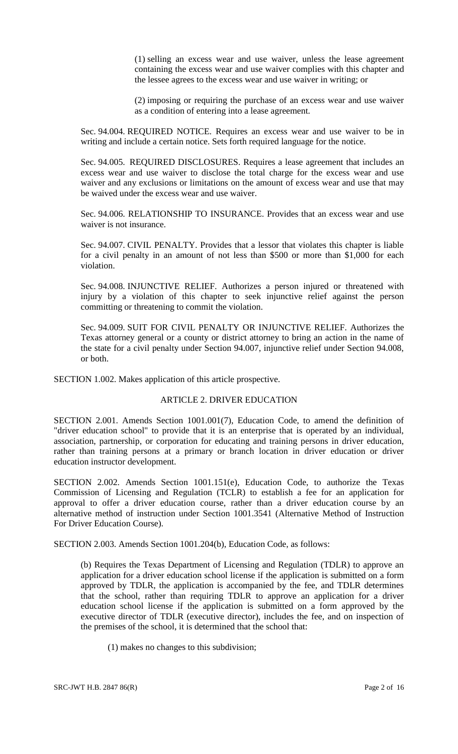(1) selling an excess wear and use waiver, unless the lease agreement containing the excess wear and use waiver complies with this chapter and the lessee agrees to the excess wear and use waiver in writing; or

(2) imposing or requiring the purchase of an excess wear and use waiver as a condition of entering into a lease agreement.

Sec. 94.004. REQUIRED NOTICE. Requires an excess wear and use waiver to be in writing and include a certain notice. Sets forth required language for the notice.

Sec. 94.005. REQUIRED DISCLOSURES. Requires a lease agreement that includes an excess wear and use waiver to disclose the total charge for the excess wear and use waiver and any exclusions or limitations on the amount of excess wear and use that may be waived under the excess wear and use waiver.

Sec. 94.006. RELATIONSHIP TO INSURANCE. Provides that an excess wear and use waiver is not insurance.

Sec. 94.007. CIVIL PENALTY. Provides that a lessor that violates this chapter is liable for a civil penalty in an amount of not less than $500 or more than $1,000 for each violation.

Sec. 94.008. INJUNCTIVE RELIEF. Authorizes a person injured or threatened with injury by a violation of this chapter to seek injunctive relief against the person committing or threatening to commit the violation.

Sec. 94.009. SUIT FOR CIVIL PENALTY OR INJUNCTIVE RELIEF. Authorizes the Texas attorney general or a county or district attorney to bring an action in the name of the state for a civil penalty under Section 94.007, injunctive relief under Section 94.008, or both.

SECTION 1.002. Makes application of this article prospective.

ARTICLE 2. DRIVER EDUCATION

SECTION 2.001. Amends Section 1001.001(7), Education Code, to amend the definition of "driver education school" to provide that it is an enterprise that is operated by an individual, association, partnership, or corporation for educating and training persons in driver education, rather than training persons at a primary or branch location in driver education or driver education instructor development.

SECTION 2.002. Amends Section 1001.151(e), Education Code, to authorize the Texas Commission of Licensing and Regulation (TCLR) to establish a fee for an application for approval to offer a driver education course, rather than a driver education course by an alternative method of instruction under Section 1001.3541 (Alternative Method of Instruction For Driver Education Course).

SECTION 2.003. Amends Section 1001.204(b), Education Code, as follows:

(b) Requires the Texas Department of Licensing and Regulation (TDLR) to approve an application for a driver education school license if the application is submitted on a form approved by TDLR, the application is accompanied by the fee, and TDLR determines that the school, rather than requiring TDLR to approve an application for a driver education school license if the application is submitted on a form approved by the executive director of TDLR (executive director), includes the fee, and on inspection of the premises of the school, it is determined that the school that:

(1) makes no changes to this subdivision;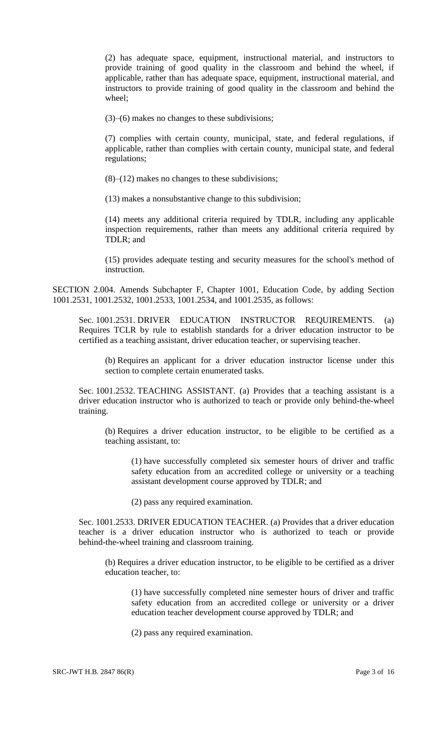(2) has adequate space, equipment, instructional material, and instructors to provide training of good quality in the classroom and behind the wheel, if applicable, rather than has adequate space, equipment, instructional material, and instructors to provide training of good quality in the classroom and behind the wheel;

(3)–(6) makes no changes to these subdivisions;

(7) complies with certain county, municipal, state, and federal regulations, if applicable, rather than complies with certain county, municipal state, and federal regulations;

(8)–(12) makes no changes to these subdivisions;

(13) makes a nonsubstantive change to this subdivision;

(14) meets any additional criteria required by TDLR, including any applicable inspection requirements, rather than meets any additional criteria required by TDLR; and

(15) provides adequate testing and security measures for the school's method of instruction.

SECTION 2.004. Amends Subchapter F, Chapter 1001, Education Code, by adding Section 1001.2531, 1001.2532, 1001.2533, 1001.2534, and 1001.2535, as follows:

Sec. 1001.2531. DRIVER EDUCATION INSTRUCTOR REQUIREMENTS. (a) Requires TCLR by rule to establish standards for a driver education instructor to be certified as a teaching assistant, driver education teacher, or supervising teacher.

(b) Requires an applicant for a driver education instructor license under this section to complete certain enumerated tasks.

Sec. 1001.2532. TEACHING ASSISTANT. (a) Provides that a teaching assistant is a driver education instructor who is authorized to teach or provide only behind-the-wheel training.

(b) Requires a driver education instructor, to be eligible to be certified as a teaching assistant, to:

(1) have successfully completed six semester hours of driver and traffic safety education from an accredited college or university or a teaching assistant development course approved by TDLR; and

(2) pass any required examination.

Sec. 1001.2533. DRIVER EDUCATION TEACHER. (a) Provides that a driver education teacher is a driver education instructor who is authorized to teach or provide behind-the-wheel training and classroom training.

(b) Requires a driver education instructor, to be eligible to be certified as a driver education teacher, to:

(1) have successfully completed nine semester hours of driver and traffic safety education from an accredited college or university or a driver education teacher development course approved by TDLR; and

(2) pass any required examination.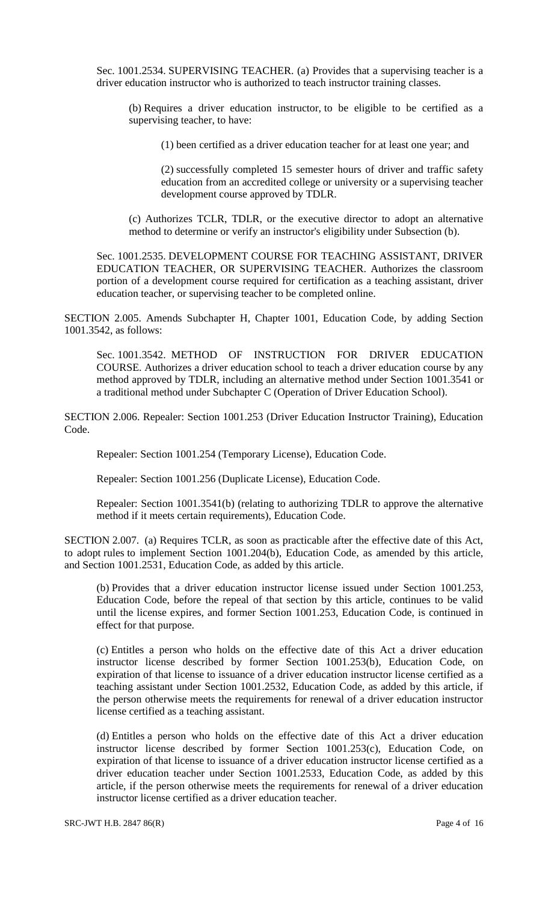Sec. 1001.2534. SUPERVISING TEACHER. (a) Provides that a supervising teacher is a driver education instructor who is authorized to teach instructor training classes.

(b) Requires a driver education instructor, to be eligible to be certified as a supervising teacher, to have:

(1) been certified as a driver education teacher for at least one year; and

(2) successfully completed 15 semester hours of driver and traffic safety education from an accredited college or university or a supervising teacher development course approved by TDLR.

(c) Authorizes TCLR, TDLR, or the executive director to adopt an alternative method to determine or verify an instructor's eligibility under Subsection (b).

Sec. 1001.2535. DEVELOPMENT COURSE FOR TEACHING ASSISTANT, DRIVER EDUCATION TEACHER, OR SUPERVISING TEACHER. Authorizes the classroom portion of a development course required for certification as a teaching assistant, driver education teacher, or supervising teacher to be completed online.

SECTION 2.005. Amends Subchapter H, Chapter 1001, Education Code, by adding Section 1001.3542, as follows:

Sec. 1001.3542. METHOD OF INSTRUCTION FOR DRIVER EDUCATION COURSE. Authorizes a driver education school to teach a driver education course by any method approved by TDLR, including an alternative method under Section 1001.3541 or a traditional method under Subchapter C (Operation of Driver Education School).

SECTION 2.006. Repealer: Section 1001.253 (Driver Education Instructor Training), Education Code.

Repealer: Section 1001.254 (Temporary License), Education Code.

Repealer: Section 1001.256 (Duplicate License), Education Code.

Repealer: Section 1001.3541(b) (relating to authorizing TDLR to approve the alternative method if it meets certain requirements), Education Code.

SECTION 2.007. (a) Requires TCLR, as soon as practicable after the effective date of this Act, to adopt rules to implement Section 1001.204(b), Education Code, as amended by this article, and Section 1001.2531, Education Code, as added by this article.

(b) Provides that a driver education instructor license issued under Section 1001.253, Education Code, before the repeal of that section by this article, continues to be valid until the license expires, and former Section 1001.253, Education Code, is continued in effect for that purpose.

(c) Entitles a person who holds on the effective date of this Act a driver education instructor license described by former Section 1001.253(b), Education Code, on expiration of that license to issuance of a driver education instructor license certified as a teaching assistant under Section 1001.2532, Education Code, as added by this article, if the person otherwise meets the requirements for renewal of a driver education instructor license certified as a teaching assistant.

(d) Entitles a person who holds on the effective date of this Act a driver education instructor license described by former Section 1001.253(c), Education Code, on expiration of that license to issuance of a driver education instructor license certified as a driver education teacher under Section 1001.2533, Education Code, as added by this article, if the person otherwise meets the requirements for renewal of a driver education instructor license certified as a driver education teacher.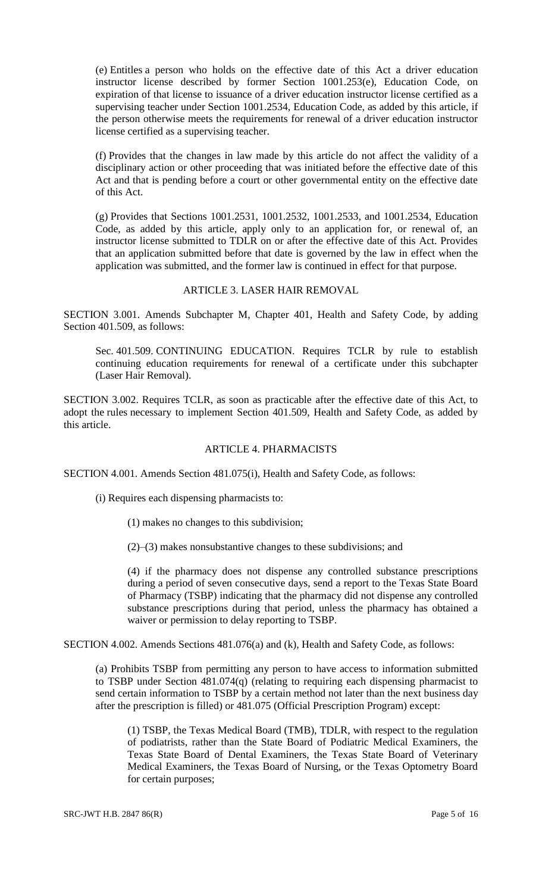(e) Entitles a person who holds on the effective date of this Act a driver education instructor license described by former Section 1001.253(e), Education Code, on expiration of that license to issuance of a driver education instructor license certified as a supervising teacher under Section 1001.2534, Education Code, as added by this article, if the person otherwise meets the requirements for renewal of a driver education instructor license certified as a supervising teacher.

(f) Provides that the changes in law made by this article do not affect the validity of a disciplinary action or other proceeding that was initiated before the effective date of this Act and that is pending before a court or other governmental entity on the effective date of this Act.

(g) Provides that Sections 1001.2531, 1001.2532, 1001.2533, and 1001.2534, Education Code, as added by this article, apply only to an application for, or renewal of, an instructor license submitted to TDLR on or after the effective date of this Act. Provides that an application submitted before that date is governed by the law in effect when the application was submitted, and the former law is continued in effect for that purpose.

ARTICLE 3. LASER HAIR REMOVAL

SECTION 3.001. Amends Subchapter M, Chapter 401, Health and Safety Code, by adding Section 401.509, as follows:

Sec. 401.509. CONTINUING EDUCATION. Requires TCLR by rule to establish continuing education requirements for renewal of a certificate under this subchapter (Laser Hair Removal).

SECTION 3.002. Requires TCLR, as soon as practicable after the effective date of this Act, to adopt the rules necessary to implement Section 401.509, Health and Safety Code, as added by this article.

ARTICLE 4. PHARMACISTS

SECTION 4.001. Amends Section 481.075(i), Health and Safety Code, as follows:

(i) Requires each dispensing pharmacists to:

(1) makes no changes to this subdivision;

(2)–(3) makes nonsubstantive changes to these subdivisions; and

(4) if the pharmacy does not dispense any controlled substance prescriptions during a period of seven consecutive days, send a report to the Texas State Board of Pharmacy (TSBP) indicating that the pharmacy did not dispense any controlled substance prescriptions during that period, unless the pharmacy has obtained a waiver or permission to delay reporting to TSBP.

SECTION 4.002. Amends Sections 481.076(a) and (k), Health and Safety Code, as follows:

(a) Prohibits TSBP from permitting any person to have access to information submitted to TSBP under Section 481.074(q) (relating to requiring each dispensing pharmacist to send certain information to TSBP by a certain method not later than the next business day after the prescription is filled) or 481.075 (Official Prescription Program) except:

(1) TSBP, the Texas Medical Board (TMB), TDLR, with respect to the regulation of podiatrists, rather than the State Board of Podiatric Medical Examiners, the Texas State Board of Dental Examiners, the Texas State Board of Veterinary Medical Examiners, the Texas Board of Nursing, or the Texas Optometry Board for certain purposes;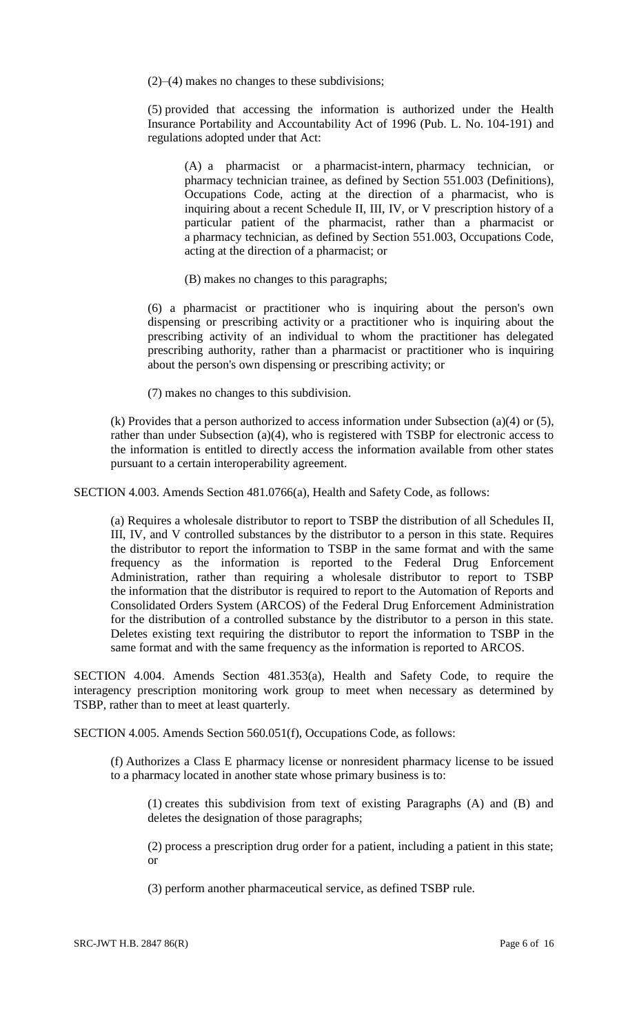(2)–(4) makes no changes to these subdivisions;

(5) provided that accessing the information is authorized under the Health Insurance Portability and Accountability Act of 1996 (Pub. L. No. 104-191) and regulations adopted under that Act:

> (A) a pharmacist or a pharmacist-intern, pharmacy technician, or pharmacy technician trainee, as defined by Section 551.003 (Definitions), Occupations Code, acting at the direction of a pharmacist, who is inquiring about a recent Schedule II, III, IV, or V prescription history of a particular patient of the pharmacist, rather than a pharmacist or a pharmacy technician, as defined by Section 551.003, Occupations Code, acting at the direction of a pharmacist; or
>
> (B) makes no changes to this paragraphs;

(6) a pharmacist or practitioner who is inquiring about the person's own dispensing or prescribing activity or a practitioner who is inquiring about the prescribing activity of an individual to whom the practitioner has delegated prescribing authority, rather than a pharmacist or practitioner who is inquiring about the person's own dispensing or prescribing activity; or

(7) makes no changes to this subdivision.

(k) Provides that a person authorized to access information under Subsection (a)(4) or (5), rather than under Subsection (a)(4), who is registered with TSBP for electronic access to the information is entitled to directly access the information available from other states pursuant to a certain interoperability agreement.

SECTION 4.003. Amends Section 481.0766(a), Health and Safety Code, as follows:

(a) Requires a wholesale distributor to report to TSBP the distribution of all Schedules II, III, IV, and V controlled substances by the distributor to a person in this state. Requires the distributor to report the information to TSBP in the same format and with the same frequency as the information is reported to the Federal Drug Enforcement Administration, rather than requiring a wholesale distributor to report to TSBP the information that the distributor is required to report to the Automation of Reports and Consolidated Orders System (ARCOS) of the Federal Drug Enforcement Administration for the distribution of a controlled substance by the distributor to a person in this state. Deletes existing text requiring the distributor to report the information to TSBP in the same format and with the same frequency as the information is reported to ARCOS.

SECTION 4.004. Amends Section 481.353(a), Health and Safety Code, to require the interagency prescription monitoring work group to meet when necessary as determined by TSBP, rather than to meet at least quarterly.

SECTION 4.005. Amends Section 560.051(f), Occupations Code, as follows:

(f) Authorizes a Class E pharmacy license or nonresident pharmacy license to be issued to a pharmacy located in another state whose primary business is to:

> (1) creates this subdivision from text of existing Paragraphs (A) and (B) and deletes the designation of those paragraphs;
>
> (2) process a prescription drug order for a patient, including a patient in this state; or
>
> (3) perform another pharmaceutical service, as defined TSBP rule.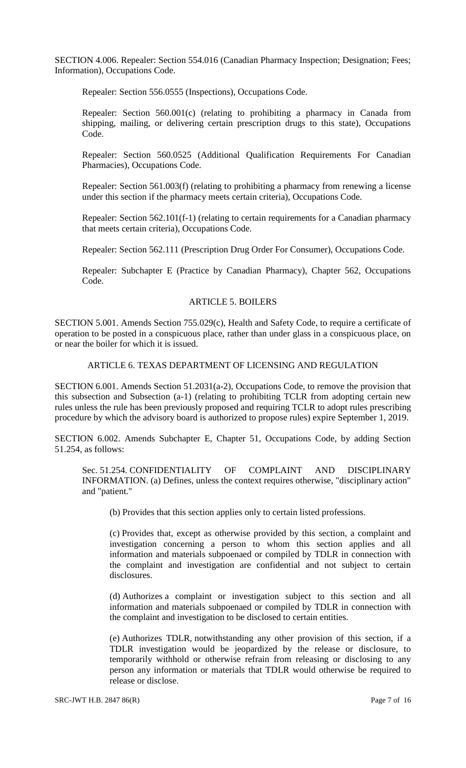SECTION 4.006. Repealer: Section 554.016 (Canadian Pharmacy Inspection; Designation; Fees; Information), Occupations Code.

Repealer: Section 556.0555 (Inspections), Occupations Code.

Repealer: Section 560.001(c) (relating to prohibiting a pharmacy in Canada from shipping, mailing, or delivering certain prescription drugs to this state), Occupations Code.

Repealer: Section 560.0525 (Additional Qualification Requirements For Canadian Pharmacies), Occupations Code.

Repealer: Section 561.003(f) (relating to prohibiting a pharmacy from renewing a license under this section if the pharmacy meets certain criteria), Occupations Code.

Repealer: Section 562.101(f-1) (relating to certain requirements for a Canadian pharmacy that meets certain criteria), Occupations Code.

Repealer: Section 562.111 (Prescription Drug Order For Consumer), Occupations Code.

Repealer: Subchapter E (Practice by Canadian Pharmacy), Chapter 562, Occupations Code.

## ARTICLE 5. BOILERS

SECTION 5.001. Amends Section 755.029(c), Health and Safety Code, to require a certificate of operation to be posted in a conspicuous place, rather than under glass in a conspicuous place, on or near the boiler for which it is issued.

## ARTICLE 6. TEXAS DEPARTMENT OF LICENSING AND REGULATION

SECTION 6.001. Amends Section 51.2031(a-2), Occupations Code, to remove the provision that this subsection and Subsection (a-1) (relating to prohibiting TCLR from adopting certain new rules unless the rule has been previously proposed and requiring TCLR to adopt rules prescribing procedure by which the advisory board is authorized to propose rules) expire September 1, 2019.

SECTION 6.002. Amends Subchapter E, Chapter 51, Occupations Code, by adding Section 51.254, as follows:

Sec. 51.254. CONFIDENTIALITY OF COMPLAINT AND DISCIPLINARY INFORMATION. (a) Defines, unless the context requires otherwise, "disciplinary action" and "patient."

(b) Provides that this section applies only to certain listed professions.

(c) Provides that, except as otherwise provided by this section, a complaint and investigation concerning a person to whom this section applies and all information and materials subpoenaed or compiled by TDLR in connection with the complaint and investigation are confidential and not subject to certain disclosures.

(d) Authorizes a complaint or investigation subject to this section and all information and materials subpoenaed or compiled by TDLR in connection with the complaint and investigation to be disclosed to certain entities.

(e) Authorizes TDLR, notwithstanding any other provision of this section, if a TDLR investigation would be jeopardized by the release or disclosure, to temporarily withhold or otherwise refrain from releasing or disclosing to any person any information or materials that TDLR would otherwise be required to release or disclose.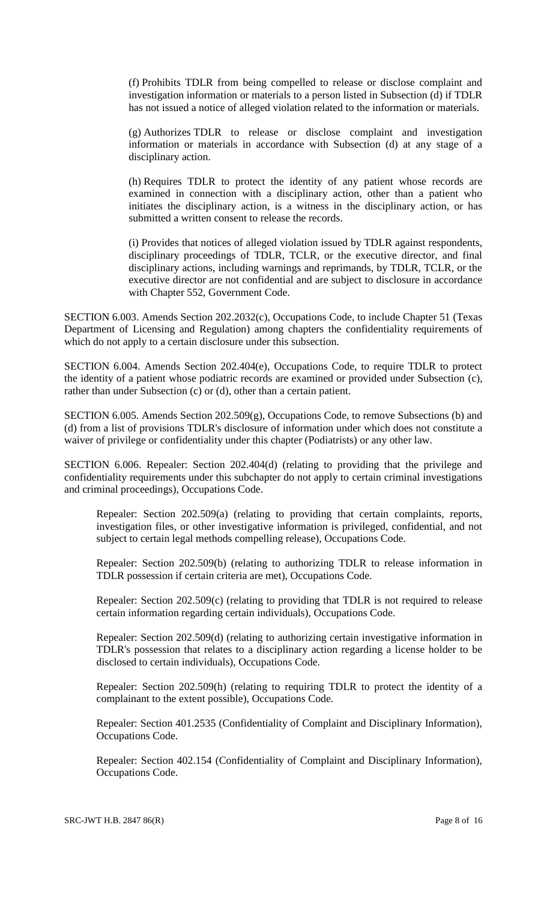(f) Prohibits TDLR from being compelled to release or disclose complaint and investigation information or materials to a person listed in Subsection (d) if TDLR has not issued a notice of alleged violation related to the information or materials.

(g) Authorizes TDLR to release or disclose complaint and investigation information or materials in accordance with Subsection (d) at any stage of a disciplinary action.

(h) Requires TDLR to protect the identity of any patient whose records are examined in connection with a disciplinary action, other than a patient who initiates the disciplinary action, is a witness in the disciplinary action, or has submitted a written consent to release the records.

(i) Provides that notices of alleged violation issued by TDLR against respondents, disciplinary proceedings of TDLR, TCLR, or the executive director, and final disciplinary actions, including warnings and reprimands, by TDLR, TCLR, or the executive director are not confidential and are subject to disclosure in accordance with Chapter 552, Government Code.

SECTION 6.003. Amends Section 202.2032(c), Occupations Code, to include Chapter 51 (Texas Department of Licensing and Regulation) among chapters the confidentiality requirements of which do not apply to a certain disclosure under this subsection.

SECTION 6.004. Amends Section 202.404(e), Occupations Code, to require TDLR to protect the identity of a patient whose podiatric records are examined or provided under Subsection (c), rather than under Subsection (c) or (d), other than a certain patient.

SECTION 6.005. Amends Section 202.509(g), Occupations Code, to remove Subsections (b) and (d) from a list of provisions TDLR's disclosure of information under which does not constitute a waiver of privilege or confidentiality under this chapter (Podiatrists) or any other law.

SECTION 6.006. Repealer: Section 202.404(d) (relating to providing that the privilege and confidentiality requirements under this subchapter do not apply to certain criminal investigations and criminal proceedings), Occupations Code.

Repealer: Section 202.509(a) (relating to providing that certain complaints, reports, investigation files, or other investigative information is privileged, confidential, and not subject to certain legal methods compelling release), Occupations Code.

Repealer: Section 202.509(b) (relating to authorizing TDLR to release information in TDLR possession if certain criteria are met), Occupations Code.

Repealer: Section 202.509(c) (relating to providing that TDLR is not required to release certain information regarding certain individuals), Occupations Code.

Repealer: Section 202.509(d) (relating to authorizing certain investigative information in TDLR's possession that relates to a disciplinary action regarding a license holder to be disclosed to certain individuals), Occupations Code.

Repealer: Section 202.509(h) (relating to requiring TDLR to protect the identity of a complainant to the extent possible), Occupations Code.

Repealer: Section 401.2535 (Confidentiality of Complaint and Disciplinary Information), Occupations Code.

Repealer: Section 402.154 (Confidentiality of Complaint and Disciplinary Information), Occupations Code.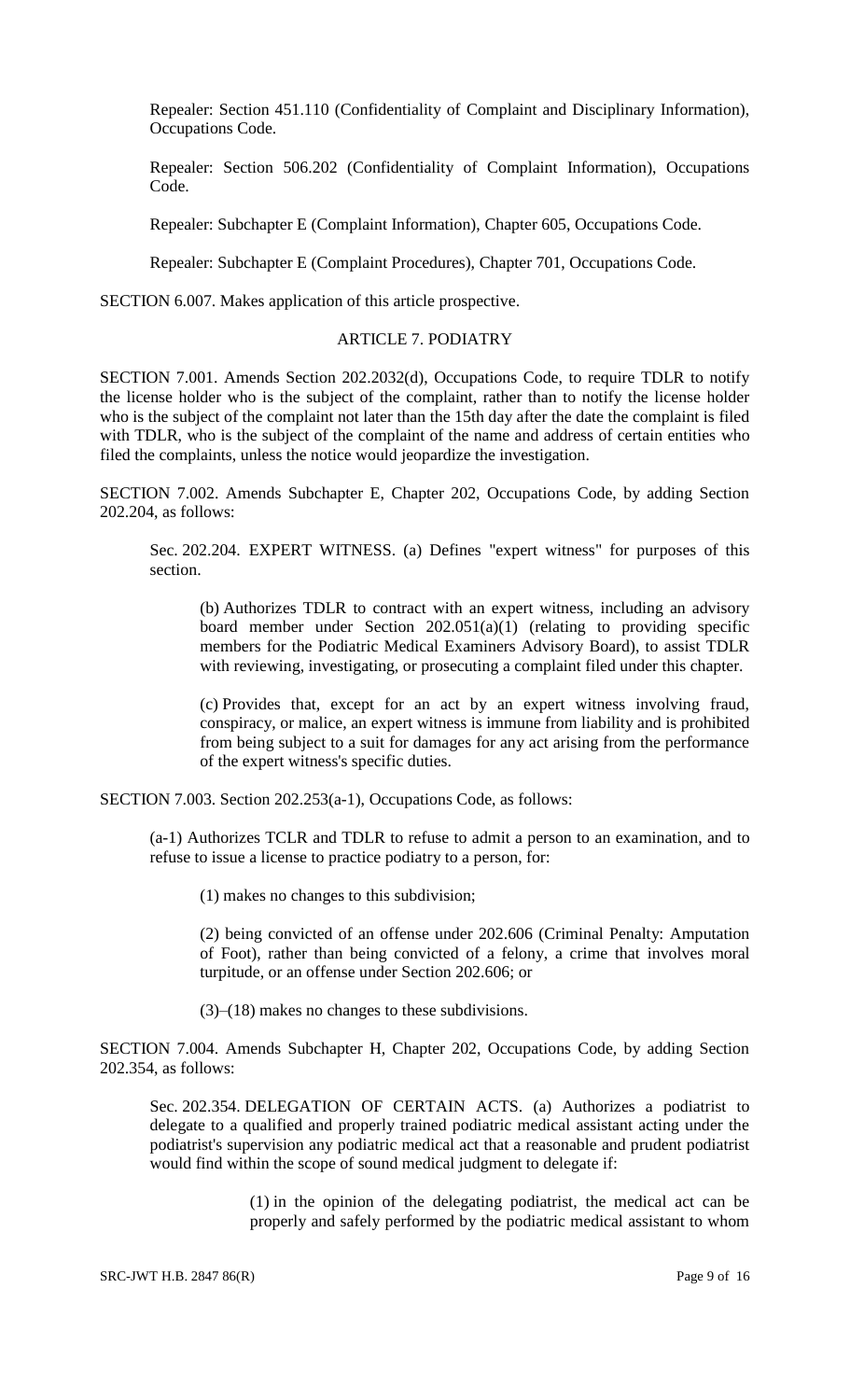Repealer: Section 451.110 (Confidentiality of Complaint and Disciplinary Information), Occupations Code.

Repealer: Section 506.202 (Confidentiality of Complaint Information), Occupations Code.

Repealer: Subchapter E (Complaint Information), Chapter 605, Occupations Code.

Repealer: Subchapter E (Complaint Procedures), Chapter 701, Occupations Code.

SECTION 6.007. Makes application of this article prospective.

ARTICLE 7. PODIATRY

SECTION 7.001. Amends Section 202.2032(d), Occupations Code, to require TDLR to notify the license holder who is the subject of the complaint, rather than to notify the license holder who is the subject of the complaint not later than the 15th day after the date the complaint is filed with TDLR, who is the subject of the complaint of the name and address of certain entities who filed the complaints, unless the notice would jeopardize the investigation.

SECTION 7.002. Amends Subchapter E, Chapter 202, Occupations Code, by adding Section 202.204, as follows:

Sec. 202.204. EXPERT WITNESS. (a) Defines "expert witness" for purposes of this section.

(b) Authorizes TDLR to contract with an expert witness, including an advisory board member under Section 202.051(a)(1) (relating to providing specific members for the Podiatric Medical Examiners Advisory Board), to assist TDLR with reviewing, investigating, or prosecuting a complaint filed under this chapter.

(c) Provides that, except for an act by an expert witness involving fraud, conspiracy, or malice, an expert witness is immune from liability and is prohibited from being subject to a suit for damages for any act arising from the performance of the expert witness's specific duties.

SECTION 7.003. Section 202.253(a-1), Occupations Code, as follows:

(a-1) Authorizes TCLR and TDLR to refuse to admit a person to an examination, and to refuse to issue a license to practice podiatry to a person, for:

(1) makes no changes to this subdivision;

(2) being convicted of an offense under 202.606 (Criminal Penalty: Amputation of Foot), rather than being convicted of a felony, a crime that involves moral turpitude, or an offense under Section 202.606; or

(3)–(18) makes no changes to these subdivisions.

SECTION 7.004. Amends Subchapter H, Chapter 202, Occupations Code, by adding Section 202.354, as follows:

Sec. 202.354. DELEGATION OF CERTAIN ACTS. (a) Authorizes a podiatrist to delegate to a qualified and properly trained podiatric medical assistant acting under the podiatrist's supervision any podiatric medical act that a reasonable and prudent podiatrist would find within the scope of sound medical judgment to delegate if:

(1) in the opinion of the delegating podiatrist, the medical act can be properly and safely performed by the podiatric medical assistant to whom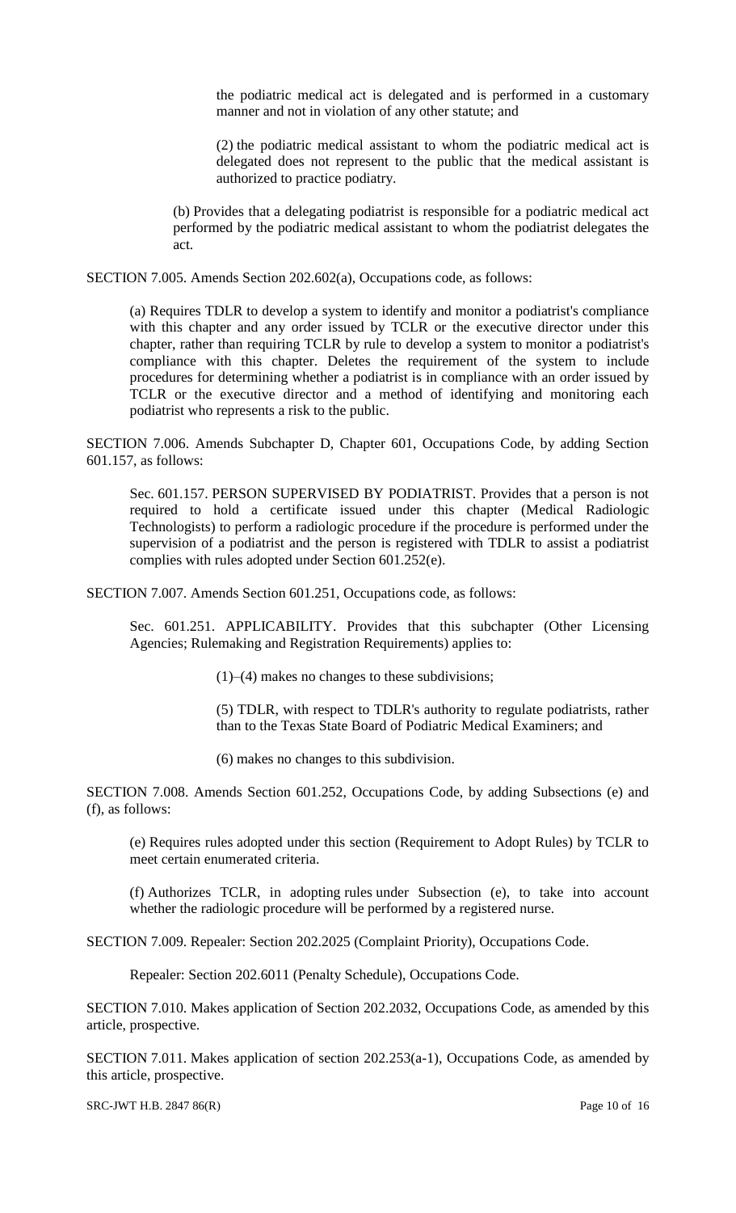the podiatric medical act is delegated and is performed in a customary manner and not in violation of any other statute; and

(2) the podiatric medical assistant to whom the podiatric medical act is delegated does not represent to the public that the medical assistant is authorized to practice podiatry.

(b) Provides that a delegating podiatrist is responsible for a podiatric medical act performed by the podiatric medical assistant to whom the podiatrist delegates the act.

SECTION 7.005. Amends Section 202.602(a), Occupations code, as follows:

(a) Requires TDLR to develop a system to identify and monitor a podiatrist's compliance with this chapter and any order issued by TCLR or the executive director under this chapter, rather than requiring TCLR by rule to develop a system to monitor a podiatrist's compliance with this chapter. Deletes the requirement of the system to include procedures for determining whether a podiatrist is in compliance with an order issued by TCLR or the executive director and a method of identifying and monitoring each podiatrist who represents a risk to the public.

SECTION 7.006. Amends Subchapter D, Chapter 601, Occupations Code, by adding Section 601.157, as follows:

Sec. 601.157. PERSON SUPERVISED BY PODIATRIST. Provides that a person is not required to hold a certificate issued under this chapter (Medical Radiologic Technologists) to perform a radiologic procedure if the procedure is performed under the supervision of a podiatrist and the person is registered with TDLR to assist a podiatrist complies with rules adopted under Section 601.252(e).

SECTION 7.007. Amends Section 601.251, Occupations code, as follows:

Sec. 601.251. APPLICABILITY. Provides that this subchapter (Other Licensing Agencies; Rulemaking and Registration Requirements) applies to:

(1)–(4) makes no changes to these subdivisions;

(5) TDLR, with respect to TDLR's authority to regulate podiatrists, rather than to the Texas State Board of Podiatric Medical Examiners; and

(6) makes no changes to this subdivision.

SECTION 7.008. Amends Section 601.252, Occupations Code, by adding Subsections (e) and (f), as follows:

(e) Requires rules adopted under this section (Requirement to Adopt Rules) by TCLR to meet certain enumerated criteria.

(f) Authorizes TCLR, in adopting rules under Subsection (e), to take into account whether the radiologic procedure will be performed by a registered nurse.

SECTION 7.009. Repealer: Section 202.2025 (Complaint Priority), Occupations Code.

Repealer: Section 202.6011 (Penalty Schedule), Occupations Code.

SECTION 7.010. Makes application of Section 202.2032, Occupations Code, as amended by this article, prospective.

SECTION 7.011. Makes application of section 202.253(a-1), Occupations Code, as amended by this article, prospective.

SRC-JWT H.B. 2847 86(R)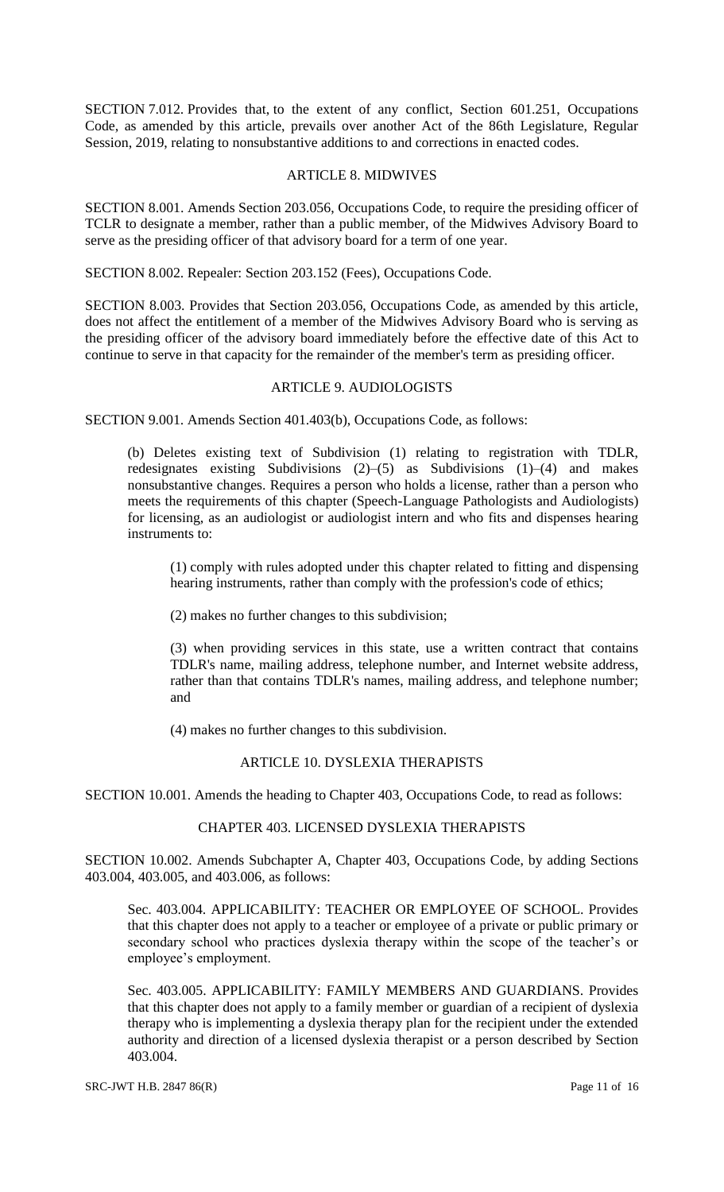SECTION 7.012. Provides that, to the extent of any conflict, Section 601.251, Occupations Code, as amended by this article, prevails over another Act of the 86th Legislature, Regular Session, 2019, relating to nonsubstantive additions to and corrections in enacted codes.

## ARTICLE 8. MIDWIVES

SECTION 8.001. Amends Section 203.056, Occupations Code, to require the presiding officer of TCLR to designate a member, rather than a public member, of the Midwives Advisory Board to serve as the presiding officer of that advisory board for a term of one year.

SECTION 8.002. Repealer: Section 203.152 (Fees), Occupations Code.

SECTION 8.003. Provides that Section 203.056, Occupations Code, as amended by this article, does not affect the entitlement of a member of the Midwives Advisory Board who is serving as the presiding officer of the advisory board immediately before the effective date of this Act to continue to serve in that capacity for the remainder of the member's term as presiding officer.

## ARTICLE 9. AUDIOLOGISTS

SECTION 9.001. Amends Section 401.403(b), Occupations Code, as follows:

(b) Deletes existing text of Subdivision (1) relating to registration with TDLR, redesignates existing Subdivisions (2)–(5) as Subdivisions (1)–(4) and makes nonsubstantive changes. Requires a person who holds a license, rather than a person who meets the requirements of this chapter (Speech-Language Pathologists and Audiologists) for licensing, as an audiologist or audiologist intern and who fits and dispenses hearing instruments to:

(1) comply with rules adopted under this chapter related to fitting and dispensing hearing instruments, rather than comply with the profession's code of ethics;

(2) makes no further changes to this subdivision;

(3) when providing services in this state, use a written contract that contains TDLR's name, mailing address, telephone number, and Internet website address, rather than that contains TDLR's names, mailing address, and telephone number; and

(4) makes no further changes to this subdivision.

## ARTICLE 10. DYSLEXIA THERAPISTS

SECTION 10.001. Amends the heading to Chapter 403, Occupations Code, to read as follows:

CHAPTER 403. LICENSED DYSLEXIA THERAPISTS

SECTION 10.002. Amends Subchapter A, Chapter 403, Occupations Code, by adding Sections 403.004, 403.005, and 403.006, as follows:

Sec. 403.004. APPLICABILITY: TEACHER OR EMPLOYEE OF SCHOOL. Provides that this chapter does not apply to a teacher or employee of a private or public primary or secondary school who practices dyslexia therapy within the scope of the teacher's or employee's employment.

Sec. 403.005. APPLICABILITY: FAMILY MEMBERS AND GUARDIANS. Provides that this chapter does not apply to a family member or guardian of a recipient of dyslexia therapy who is implementing a dyslexia therapy plan for the recipient under the extended authority and direction of a licensed dyslexia therapist or a person described by Section 403.004.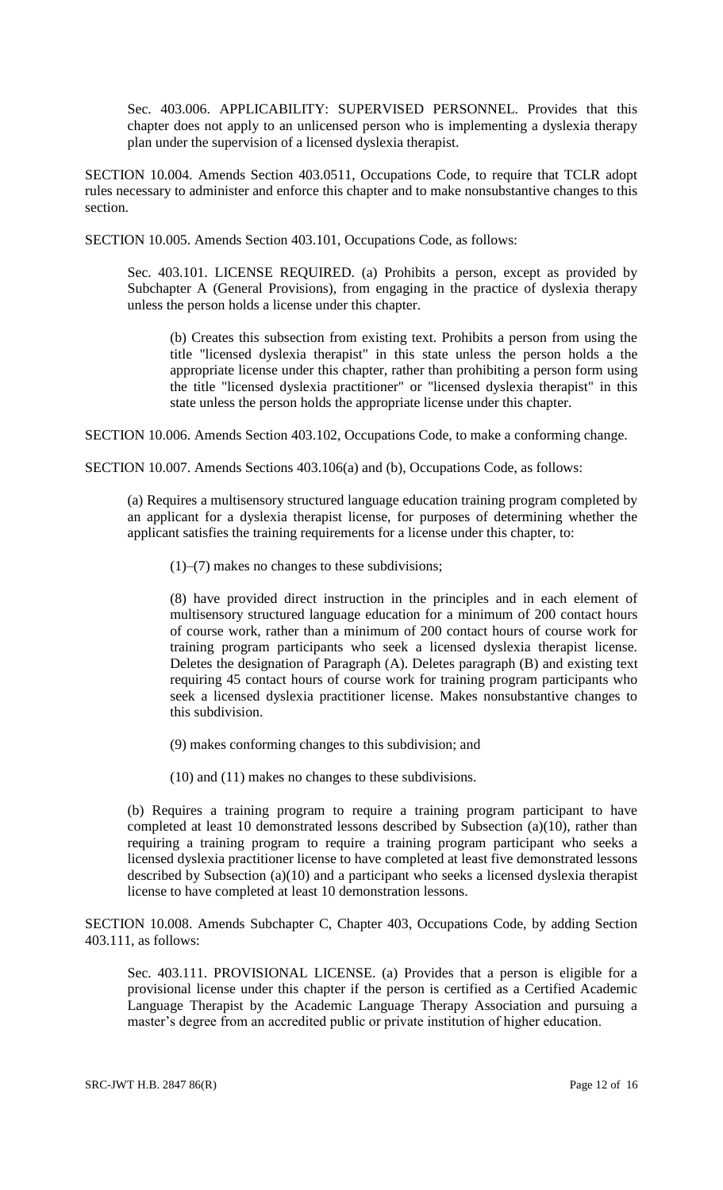Sec. 403.006. APPLICABILITY: SUPERVISED PERSONNEL. Provides that this chapter does not apply to an unlicensed person who is implementing a dyslexia therapy plan under the supervision of a licensed dyslexia therapist.

SECTION 10.004. Amends Section 403.0511, Occupations Code, to require that TCLR adopt rules necessary to administer and enforce this chapter and to make nonsubstantive changes to this section.

SECTION 10.005. Amends Section 403.101, Occupations Code, as follows:

Sec. 403.101. LICENSE REQUIRED. (a) Prohibits a person, except as provided by Subchapter A (General Provisions), from engaging in the practice of dyslexia therapy unless the person holds a license under this chapter.

(b) Creates this subsection from existing text. Prohibits a person from using the title "licensed dyslexia therapist" in this state unless the person holds a the appropriate license under this chapter, rather than prohibiting a person form using the title "licensed dyslexia practitioner" or "licensed dyslexia therapist" in this state unless the person holds the appropriate license under this chapter.

SECTION 10.006. Amends Section 403.102, Occupations Code, to make a conforming change.

SECTION 10.007. Amends Sections 403.106(a) and (b), Occupations Code, as follows:

(a) Requires a multisensory structured language education training program completed by an applicant for a dyslexia therapist license, for purposes of determining whether the applicant satisfies the training requirements for a license under this chapter, to:

(1)–(7) makes no changes to these subdivisions;

(8) have provided direct instruction in the principles and in each element of multisensory structured language education for a minimum of 200 contact hours of course work, rather than a minimum of 200 contact hours of course work for training program participants who seek a licensed dyslexia therapist license. Deletes the designation of Paragraph (A). Deletes paragraph (B) and existing text requiring 45 contact hours of course work for training program participants who seek a licensed dyslexia practitioner license. Makes nonsubstantive changes to this subdivision.

(9) makes conforming changes to this subdivision; and

(10) and (11) makes no changes to these subdivisions.

(b) Requires a training program to require a training program participant to have completed at least 10 demonstrated lessons described by Subsection (a)(10), rather than requiring a training program to require a training program participant who seeks a licensed dyslexia practitioner license to have completed at least five demonstrated lessons described by Subsection (a)(10) and a participant who seeks a licensed dyslexia therapist license to have completed at least 10 demonstration lessons.

SECTION 10.008. Amends Subchapter C, Chapter 403, Occupations Code, by adding Section 403.111, as follows:

Sec. 403.111. PROVISIONAL LICENSE. (a) Provides that a person is eligible for a provisional license under this chapter if the person is certified as a Certified Academic Language Therapist by the Academic Language Therapy Association and pursuing a master's degree from an accredited public or private institution of higher education.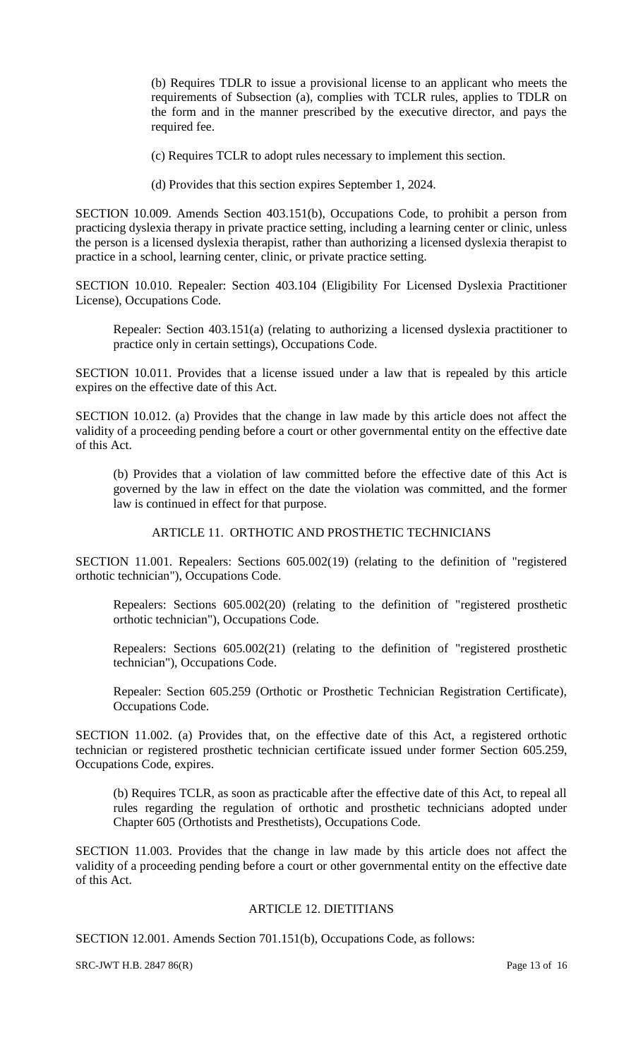(b) Requires TDLR to issue a provisional license to an applicant who meets the requirements of Subsection (a), complies with TCLR rules, applies to TDLR on the form and in the manner prescribed by the executive director, and pays the required fee.

(c) Requires TCLR to adopt rules necessary to implement this section.

(d) Provides that this section expires September 1, 2024.

SECTION 10.009. Amends Section 403.151(b), Occupations Code, to prohibit a person from practicing dyslexia therapy in private practice setting, including a learning center or clinic, unless the person is a licensed dyslexia therapist, rather than authorizing a licensed dyslexia therapist to practice in a school, learning center, clinic, or private practice setting.

SECTION 10.010. Repealer: Section 403.104 (Eligibility For Licensed Dyslexia Practitioner License), Occupations Code.

Repealer: Section 403.151(a) (relating to authorizing a licensed dyslexia practitioner to practice only in certain settings), Occupations Code.

SECTION 10.011. Provides that a license issued under a law that is repealed by this article expires on the effective date of this Act.

SECTION 10.012. (a) Provides that the change in law made by this article does not affect the validity of a proceeding pending before a court or other governmental entity on the effective date of this Act.

(b) Provides that a violation of law committed before the effective date of this Act is governed by the law in effect on the date the violation was committed, and the former law is continued in effect for that purpose.

ARTICLE 11. ORTHOTIC AND PROSTHETIC TECHNICIANS

SECTION 11.001. Repealers: Sections 605.002(19) (relating to the definition of "registered orthotic technician"), Occupations Code.

Repealers: Sections 605.002(20) (relating to the definition of "registered prosthetic orthotic technician"), Occupations Code.

Repealers: Sections 605.002(21) (relating to the definition of "registered prosthetic technician"), Occupations Code.

Repealer: Section 605.259 (Orthotic or Prosthetic Technician Registration Certificate), Occupations Code.

SECTION 11.002. (a) Provides that, on the effective date of this Act, a registered orthotic technician or registered prosthetic technician certificate issued under former Section 605.259, Occupations Code, expires.

(b) Requires TCLR, as soon as practicable after the effective date of this Act, to repeal all rules regarding the regulation of orthotic and prosthetic technicians adopted under Chapter 605 (Orthotists and Presthetists), Occupations Code.

SECTION 11.003. Provides that the change in law made by this article does not affect the validity of a proceeding pending before a court or other governmental entity on the effective date of this Act.

ARTICLE 12. DIETITIANS

SECTION 12.001. Amends Section 701.151(b), Occupations Code, as follows: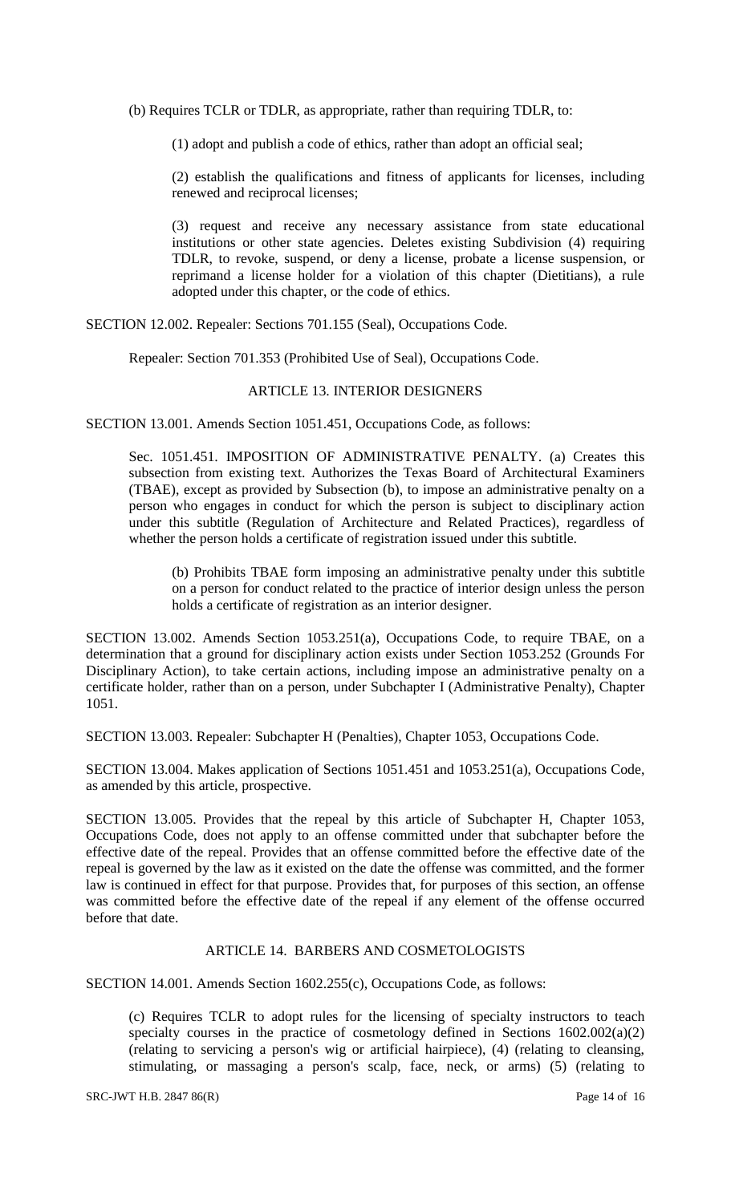(b) Requires TCLR or TDLR, as appropriate, rather than requiring TDLR, to:

(1) adopt and publish a code of ethics, rather than adopt an official seal;

(2) establish the qualifications and fitness of applicants for licenses, including renewed and reciprocal licenses;

(3) request and receive any necessary assistance from state educational institutions or other state agencies. Deletes existing Subdivision (4) requiring TDLR, to revoke, suspend, or deny a license, probate a license suspension, or reprimand a license holder for a violation of this chapter (Dietitians), a rule adopted under this chapter, or the code of ethics.

SECTION 12.002. Repealer: Sections 701.155 (Seal), Occupations Code.

Repealer: Section 701.353 (Prohibited Use of Seal), Occupations Code.

## ARTICLE 13. INTERIOR DESIGNERS

SECTION 13.001. Amends Section 1051.451, Occupations Code, as follows:

Sec. 1051.451. IMPOSITION OF ADMINISTRATIVE PENALTY. (a) Creates this subsection from existing text. Authorizes the Texas Board of Architectural Examiners (TBAE), except as provided by Subsection (b), to impose an administrative penalty on a person who engages in conduct for which the person is subject to disciplinary action under this subtitle (Regulation of Architecture and Related Practices), regardless of whether the person holds a certificate of registration issued under this subtitle.

(b) Prohibits TBAE form imposing an administrative penalty under this subtitle on a person for conduct related to the practice of interior design unless the person holds a certificate of registration as an interior designer.

SECTION 13.002. Amends Section 1053.251(a), Occupations Code, to require TBAE, on a determination that a ground for disciplinary action exists under Section 1053.252 (Grounds For Disciplinary Action), to take certain actions, including impose an administrative penalty on a certificate holder, rather than on a person, under Subchapter I (Administrative Penalty), Chapter 1051.

SECTION 13.003. Repealer: Subchapter H (Penalties), Chapter 1053, Occupations Code.

SECTION 13.004. Makes application of Sections 1051.451 and 1053.251(a), Occupations Code, as amended by this article, prospective.

SECTION 13.005. Provides that the repeal by this article of Subchapter H, Chapter 1053, Occupations Code, does not apply to an offense committed under that subchapter before the effective date of the repeal. Provides that an offense committed before the effective date of the repeal is governed by the law as it existed on the date the offense was committed, and the former law is continued in effect for that purpose. Provides that, for purposes of this section, an offense was committed before the effective date of the repeal if any element of the offense occurred before that date.

## ARTICLE 14. BARBERS AND COSMETOLOGISTS

SECTION 14.001. Amends Section 1602.255(c), Occupations Code, as follows:

(c) Requires TCLR to adopt rules for the licensing of specialty instructors to teach specialty courses in the practice of cosmetology defined in Sections 1602.002(a)(2) (relating to servicing a person's wig or artificial hairpiece), (4) (relating to cleansing, stimulating, or massaging a person's scalp, face, neck, or arms) (5) (relating to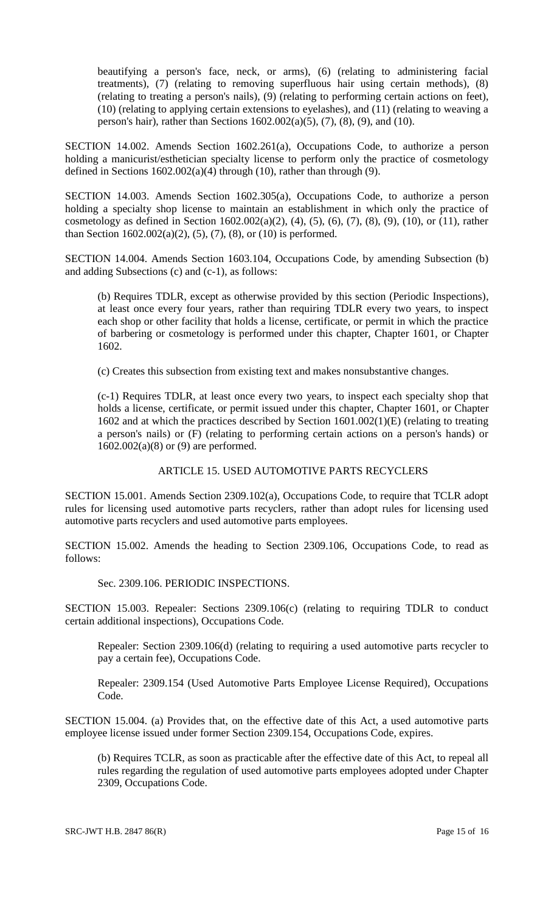beautifying a person's face, neck, or arms), (6) (relating to administering facial treatments), (7) (relating to removing superfluous hair using certain methods), (8) (relating to treating a person's nails), (9) (relating to performing certain actions on feet), (10) (relating to applying certain extensions to eyelashes), and (11) (relating to weaving a person's hair), rather than Sections 1602.002(a)(5), (7), (8), (9), and (10).

SECTION 14.002. Amends Section 1602.261(a), Occupations Code, to authorize a person holding a manicurist/esthetician specialty license to perform only the practice of cosmetology defined in Sections 1602.002(a)(4) through (10), rather than through (9).

SECTION 14.003. Amends Section 1602.305(a), Occupations Code, to authorize a person holding a specialty shop license to maintain an establishment in which only the practice of cosmetology as defined in Section 1602.002(a)(2), (4), (5), (6), (7), (8), (9), (10), or (11), rather than Section 1602.002(a)(2), (5), (7), (8), or (10) is performed.

SECTION 14.004. Amends Section 1603.104, Occupations Code, by amending Subsection (b) and adding Subsections (c) and (c-1), as follows:

> (b) Requires TDLR, except as otherwise provided by this section (Periodic Inspections), at least once every four years, rather than requiring TDLR every two years, to inspect each shop or other facility that holds a license, certificate, or permit in which the practice of barbering or cosmetology is performed under this chapter, Chapter 1601, or Chapter 1602.
>
> (c) Creates this subsection from existing text and makes nonsubstantive changes.
>
> (c-1) Requires TDLR, at least once every two years, to inspect each specialty shop that holds a license, certificate, or permit issued under this chapter, Chapter 1601, or Chapter 1602 and at which the practices described by Section 1601.002(1)(E) (relating to treating a person's nails) or (F) (relating to performing certain actions on a person's hands) or 1602.002(a)(8) or (9) are performed.

## ARTICLE 15. USED AUTOMOTIVE PARTS RECYCLERS

SECTION 15.001. Amends Section 2309.102(a), Occupations Code, to require that TCLR adopt rules for licensing used automotive parts recyclers, rather than adopt rules for licensing used automotive parts recyclers and used automotive parts employees.

SECTION 15.002. Amends the heading to Section 2309.106, Occupations Code, to read as follows:

> Sec. 2309.106. PERIODIC INSPECTIONS.

SECTION 15.003. Repealer: Sections 2309.106(c) (relating to requiring TDLR to conduct certain additional inspections), Occupations Code.

> Repealer: Section 2309.106(d) (relating to requiring a used automotive parts recycler to pay a certain fee), Occupations Code.
>
> Repealer: 2309.154 (Used Automotive Parts Employee License Required), Occupations Code.

SECTION 15.004. (a) Provides that, on the effective date of this Act, a used automotive parts employee license issued under former Section 2309.154, Occupations Code, expires.

> (b) Requires TCLR, as soon as practicable after the effective date of this Act, to repeal all rules regarding the regulation of used automotive parts employees adopted under Chapter 2309, Occupations Code.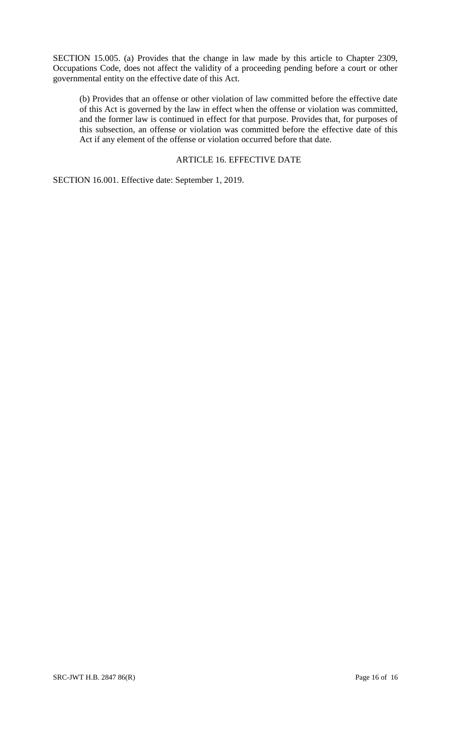SECTION 15.005. (a) Provides that the change in law made by this article to Chapter 2309, Occupations Code, does not affect the validity of a proceeding pending before a court or other governmental entity on the effective date of this Act.

(b) Provides that an offense or other violation of law committed before the effective date of this Act is governed by the law in effect when the offense or violation was committed, and the former law is continued in effect for that purpose. Provides that, for purposes of this subsection, an offense or violation was committed before the effective date of this Act if any element of the offense or violation occurred before that date.

## ARTICLE 16. EFFECTIVE DATE

SECTION 16.001. Effective date: September 1, 2019.